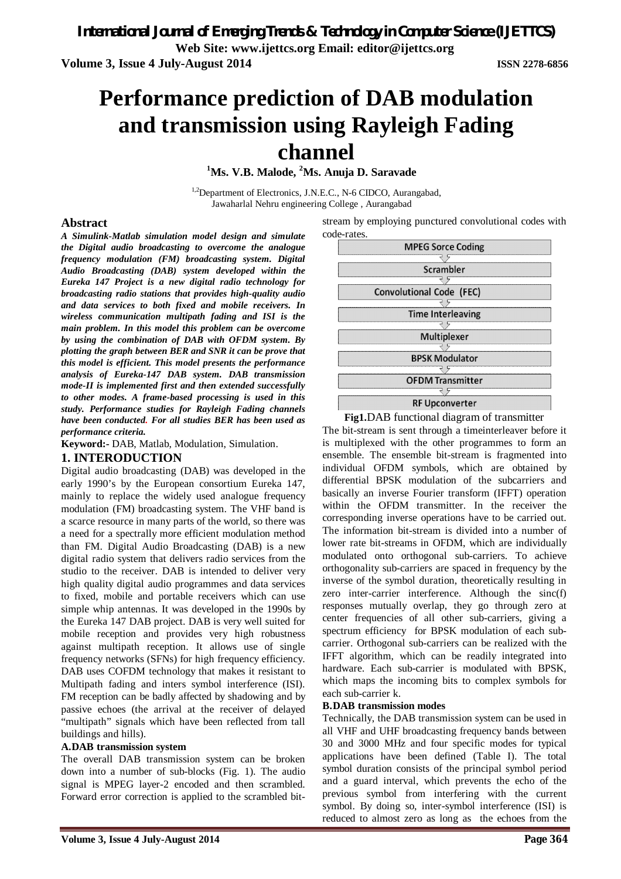# Performance prediction of DAB modulation and transmission using Rayleigh Fading channel

**[1]Ms. V.B. Malode, [2]Ms. Anuja D. Saravade**

[1,2]Department of Electronics, J.N.E.C., N-6 CIDCO, Aurangabad,
Jawaharlal Nehru engineering College , Aurangabad

## Abstract

***A Simulink-Matlab simulation model design and simulate the Digital audio broadcasting to overcome the analogue frequency modulation (FM) broadcasting system. Digital Audio Broadcasting (DAB) system developed within the Eureka 147 Project is a new digital radio technology for broadcasting radio stations that provides high-quality audio and data services to both fixed and mobile receivers. In wireless communication multipath fading and ISI is the main problem. In this model this problem can be overcome by using the combination of DAB with OFDM system. By plotting the graph between BER and SNR it can be prove that this model is efficient. This model presents the performance analysis of Eureka-147 DAB system. DAB transmission mode-II is implemented first and then extended successfully to other modes. A frame-based processing is used in this study. Performance studies for Rayleigh Fading channels have been conducted. For all studies BER has been used as performance criteria.***

**Keyword:-** DAB, Matlab, Modulation, Simulation.

## 1. INTERODUCTION

Digital audio broadcasting (DAB) was developed in the early 1990's by the European consortium Eureka 147, mainly to replace the widely used analogue frequency modulation (FM) broadcasting system. The VHF band is a scarce resource in many parts of the world, so there was a need for a spectrally more efficient modulation method than FM. Digital Audio Broadcasting (DAB) is a new digital radio system that delivers radio services from the studio to the receiver. DAB is intended to deliver very high quality digital audio programmes and data services to fixed, mobile and portable receivers which can use simple whip antennas. It was developed in the 1990s by the Eureka 147 DAB project. DAB is very well suited for mobile reception and provides very high robustness against multipath reception. It allows use of single frequency networks (SFNs) for high frequency efficiency. DAB uses COFDM technology that makes it resistant to Multipath fading and inters symbol interference (ISI). FM reception can be badly affected by shadowing and by passive echoes (the arrival at the receiver of delayed "multipath" signals which have been reflected from tall buildings and hills).

### A.DAB transmission system

The overall DAB transmission system can be broken down into a number of sub-blocks (Fig. 1). The audio signal is MPEG layer-2 encoded and then scrambled. Forward error correction is applied to the scrambled bit-stream by employing punctured convolutional codes with code-rates.

MPEG Sorce Coding → Scrambler → Convolutional Code (FEC) → Time Interleaving → Multiplexer → BPSK Modulator → OFDM Transmitter → RF Upconverter

**Fig1.**DAB functional diagram of transmitter

The bit-stream is sent through a timeinterleaver before it is multiplexed with the other programmes to form an ensemble. The ensemble bit-stream is fragmented into individual OFDM symbols, which are obtained by differential BPSK modulation of the subcarriers and basically an inverse Fourier transform (IFFT) operation within the OFDM transmitter. In the receiver the corresponding inverse operations have to be carried out. The information bit-stream is divided into a number of lower rate bit-streams in OFDM, which are individually modulated onto orthogonal sub-carriers. To achieve orthogonality sub-carriers are spaced in frequency by the inverse of the symbol duration, theoretically resulting in zero inter-carrier interference. Although the sinc(f) responses mutually overlap, they go through zero at center frequencies of all other sub-carriers, giving a spectrum efficiency for BPSK modulation of each sub-carrier. Orthogonal sub-carriers can be realized with the IFFT algorithm, which can be readily integrated into hardware. Each sub-carrier is modulated with BPSK, which maps the incoming bits to complex symbols for each sub-carrier k.

### B.DAB transmission modes

Technically, the DAB transmission system can be used in all VHF and UHF broadcasting frequency bands between 30 and 3000 MHz and four specific modes for typical applications have been defined (Table I). The total symbol duration consists of the principal symbol period and a guard interval, which prevents the echo of the previous symbol from interfering with the current symbol. By doing so, inter-symbol interference (ISI) is reduced to almost zero as long as the echoes from the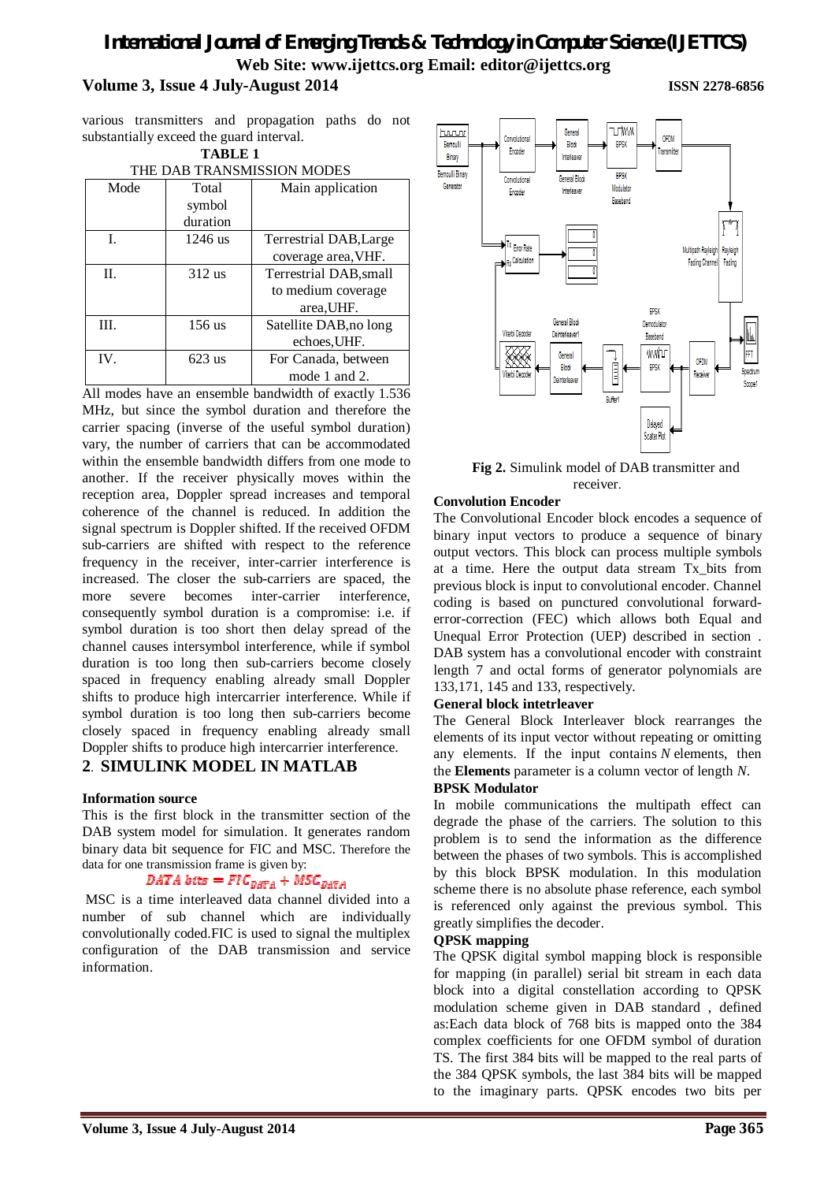various transmitters and propagation paths do not substantially exceed the guard interval.

**TABLE 1**

THE DAB TRANSMISSION MODES

| Mode | Total symbol duration | Main application |
|---|---|---|
| I. | 1246 us | Terrestrial DAB,Large coverage area,VHF. |
| II. | 312 us | Terrestrial DAB,small to medium coverage area,UHF. |
| III. | 156 us | Satellite DAB,no long echoes,UHF. |
| IV. | 623 us | For Canada, between mode 1 and 2. |

All modes have an ensemble bandwidth of exactly 1.536 MHz, but since the symbol duration and therefore the carrier spacing (inverse of the useful symbol duration) vary, the number of carriers that can be accommodated within the ensemble bandwidth differs from one mode to another. If the receiver physically moves within the reception area, Doppler spread increases and temporal coherence of the channel is reduced. In addition the signal spectrum is Doppler shifted. If the received OFDM sub-carriers are shifted with respect to the reference frequency in the receiver, inter-carrier interference is increased. The closer the sub-carriers are spaced, the more severe becomes inter-carrier interference, consequently symbol duration is a compromise: i.e. if symbol duration is too short then delay spread of the channel causes intersymbol interference, while if symbol duration is too long then sub-carriers become closely spaced in frequency enabling already small Doppler shifts to produce high intercarrier interference. While if symbol duration is too long then sub-carriers become closely spaced in frequency enabling already small Doppler shifts to produce high intercarrier interference.

## 2. SIMULINK MODEL IN MATLAB

**Information source**

This is the first block in the transmitter section of the DAB system model for simulation. It generates random binary data bit sequence for FIC and MSC. Therefore the data for one transmission frame is given by:

$$DATA\ bits = FIC_{DATA} + MSC_{DATA}$$

MSC is a time interleaved data channel divided into a number of sub channel which are individually convolutionally coded.FIC is used to signal the multiplex configuration of the DAB transmission and service information.

**Fig 2.** Simulink model of DAB transmitter and receiver.

**Convolution Encoder**

The Convolutional Encoder block encodes a sequence of binary input vectors to produce a sequence of binary output vectors. This block can process multiple symbols at a time. Here the output data stream Tx_bits from previous block is input to convolutional encoder. Channel coding is based on punctured convolutional forward-error-correction (FEC) which allows both Equal and Unequal Error Protection (UEP) described in section . DAB system has a convolutional encoder with constraint length 7 and octal forms of generator polynomials are 133,171, 145 and 133, respectively.

**General block intetrleaver**

The General Block Interleaver block rearranges the elements of its input vector without repeating or omitting any elements. If the input contains *N* elements, then the **Elements** parameter is a column vector of length *N*.

**BPSK Modulator**

In mobile communications the multipath effect can degrade the phase of the carriers. The solution to this problem is to send the information as the difference between the phases of two symbols. This is accomplished by this block BPSK modulation. In this modulation scheme there is no absolute phase reference, each symbol is referenced only against the previous symbol. This greatly simplifies the decoder.

**QPSK mapping**

The QPSK digital symbol mapping block is responsible for mapping (in parallel) serial bit stream in each data block into a digital constellation according to QPSK modulation scheme given in DAB standard , defined as:Each data block of 768 bits is mapped onto the 384 complex coefficients for one OFDM symbol of duration TS. The first 384 bits will be mapped to the real parts of the 384 QPSK symbols, the last 384 bits will be mapped to the imaginary parts. QPSK encodes two bits per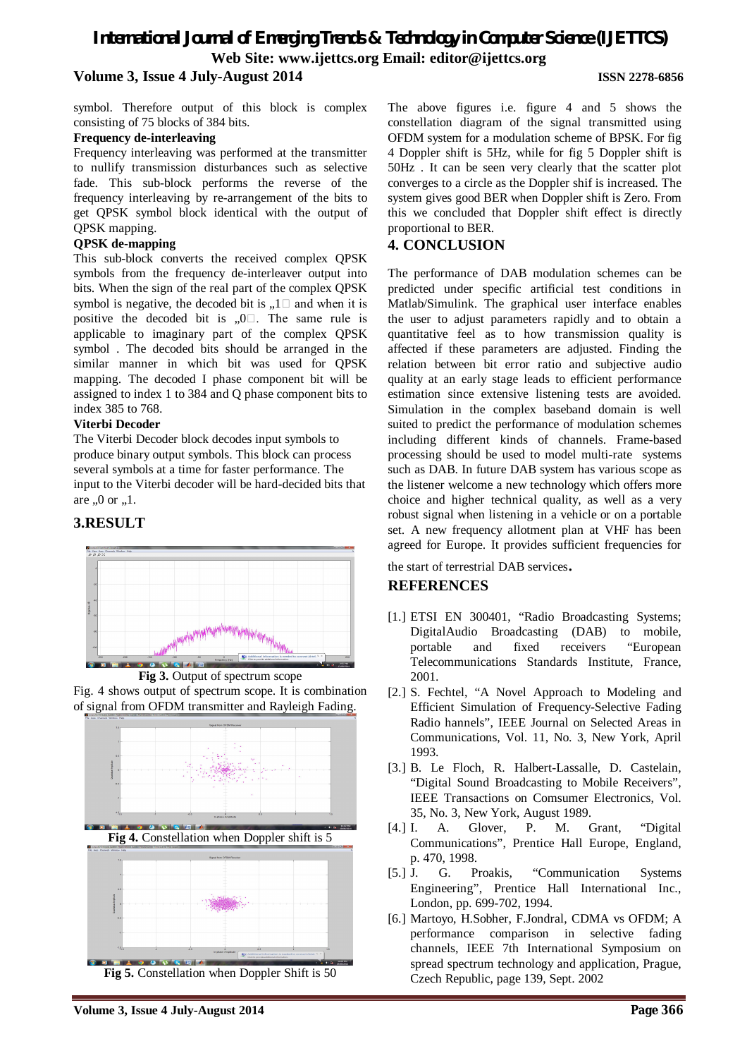symbol. Therefore output of this block is complex consisting of 75 blocks of 384 bits.

**Frequency de-interleaving**

Frequency interleaving was performed at the transmitter to nullify transmission disturbances such as selective fade. This sub-block performs the reverse of the frequency interleaving by re-arrangement of the bits to get QPSK symbol block identical with the output of QPSK mapping.

**QPSK de-mapping**

This sub-block converts the received complex QPSK symbols from the frequency de-interleaver output into bits. When the sign of the real part of the complex QPSK symbol is negative, the decoded bit is „1 and when it is positive the decoded bit is „0. The same rule is applicable to imaginary part of the complex QPSK symbol . The decoded bits should be arranged in the similar manner in which bit was used for QPSK mapping. The decoded I phase component bit will be assigned to index 1 to 384 and Q phase component bits to index 385 to 768.

**Viterbi Decoder**

The Viterbi Decoder block decodes input symbols to produce binary output symbols. This block can process several symbols at a time for faster performance. The input to the Viterbi decoder will be hard-decided bits that are „0 or „1.

## 3.RESULT

**Fig 3.** Output of spectrum scope

Fig. 4 shows output of spectrum scope. It is combination of signal from OFDM transmitter and Rayleigh Fading.

**Fig 4.** Constellation when Doppler shift is 5

**Fig 5.** Constellation when Doppler Shift is 50

The above figures i.e. figure 4 and 5 shows the constellation diagram of the signal transmitted using OFDM system for a modulation scheme of BPSK. For fig 4 Doppler shift is 5Hz, while for fig 5 Doppler shift is 50Hz . It can be seen very clearly that the scatter plot converges to a circle as the Doppler shif is increased. The system gives good BER when Doppler shift is Zero. From this we concluded that Doppler shift effect is directly proportional to BER.

## 4. CONCLUSION

The performance of DAB modulation schemes can be predicted under specific artificial test conditions in Matlab/Simulink. The graphical user interface enables the user to adjust parameters rapidly and to obtain a quantitative feel as to how transmission quality is affected if these parameters are adjusted. Finding the relation between bit error ratio and subjective audio quality at an early stage leads to efficient performance estimation since extensive listening tests are avoided. Simulation in the complex baseband domain is well suited to predict the performance of modulation schemes including different kinds of channels. Frame-based processing should be used to model multi-rate systems such as DAB. In future DAB system has various scope as the listener welcome a new technology which offers more choice and higher technical quality, as well as a very robust signal when listening in a vehicle or on a portable set. A new frequency allotment plan at VHF has been agreed for Europe. It provides sufficient frequencies for the start of terrestrial DAB services.

## REFERENCES

[1.] ETSI EN 300401, "Radio Broadcasting Systems; DigitalAudio Broadcasting (DAB) to mobile, portable and fixed receivers "European Telecommunications Standards Institute, France, 2001.

[2.] S. Fechtel, "A Novel Approach to Modeling and Efficient Simulation of Frequency-Selective Fading Radio hannels", IEEE Journal on Selected Areas in Communications, Vol. 11, No. 3, New York, April 1993.

[3.] B. Le Floch, R. Halbert-Lassalle, D. Castelain, "Digital Sound Broadcasting to Mobile Receivers", IEEE Transactions on Comsumer Electronics, Vol. 35, No. 3, New York, August 1989.

[4.] I. A. Glover, P. M. Grant, "Digital Communications", Prentice Hall Europe, England, p. 470, 1998.

[5.] J. G. Proakis, "Communication Systems Engineering", Prentice Hall International Inc., London, pp. 699-702, 1994.

[6.] Martoyo, H.Sobher, F.Jondral, CDMA vs OFDM; A performance comparison in selective fading channels, IEEE 7th International Symposium on spread spectrum technology and application, Prague, Czech Republic, page 139, Sept. 2002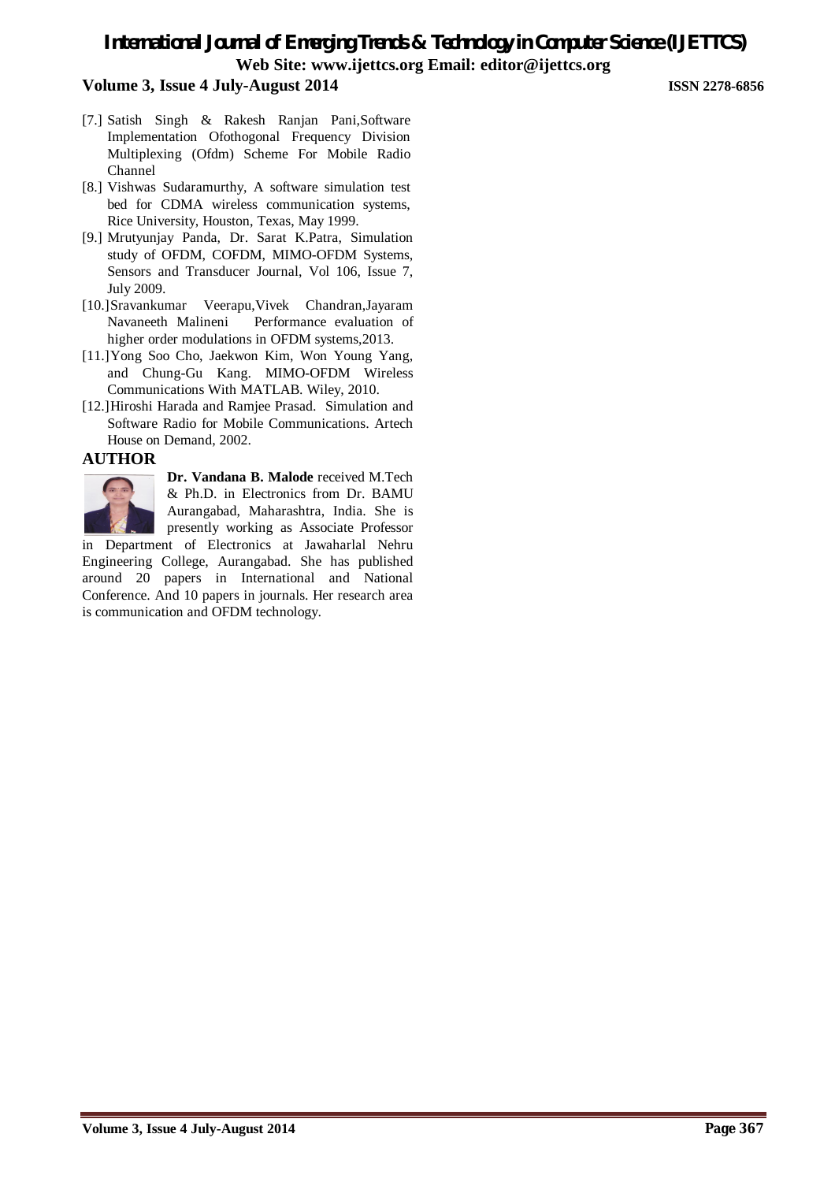[7.] Satish Singh & Rakesh Ranjan Pani,Software Implementation Ofothogonal Frequency Division Multiplexing (Ofdm) Scheme For Mobile Radio Channel

[8.] Vishwas Sudaramurthy, A software simulation test bed for CDMA wireless communication systems, Rice University, Houston, Texas, May 1999.

[9.] Mrutyunjay Panda, Dr. Sarat K.Patra, Simulation study of OFDM, COFDM, MIMO-OFDM Systems, Sensors and Transducer Journal, Vol 106, Issue 7, July 2009.

[10.] Sravankumar Veerapu,Vivek Chandran,Jayaram Navaneeth Malineni Performance evaluation of higher order modulations in OFDM systems,2013.

[11.] Yong Soo Cho, Jaekwon Kim, Won Young Yang, and Chung-Gu Kang. MIMO-OFDM Wireless Communications With MATLAB. Wiley, 2010.

[12.] Hiroshi Harada and Ramjee Prasad. Simulation and Software Radio for Mobile Communications. Artech House on Demand, 2002.

## AUTHOR

**Dr. Vandana B. Malode** received M.Tech & Ph.D. in Electronics from Dr. BAMU Aurangabad, Maharashtra, India. She is presently working as Associate Professor in Department of Electronics at Jawaharlal Nehru Engineering College, Aurangabad. She has published around 20 papers in International and National Conference. And 10 papers in journals. Her research area is communication and OFDM technology.